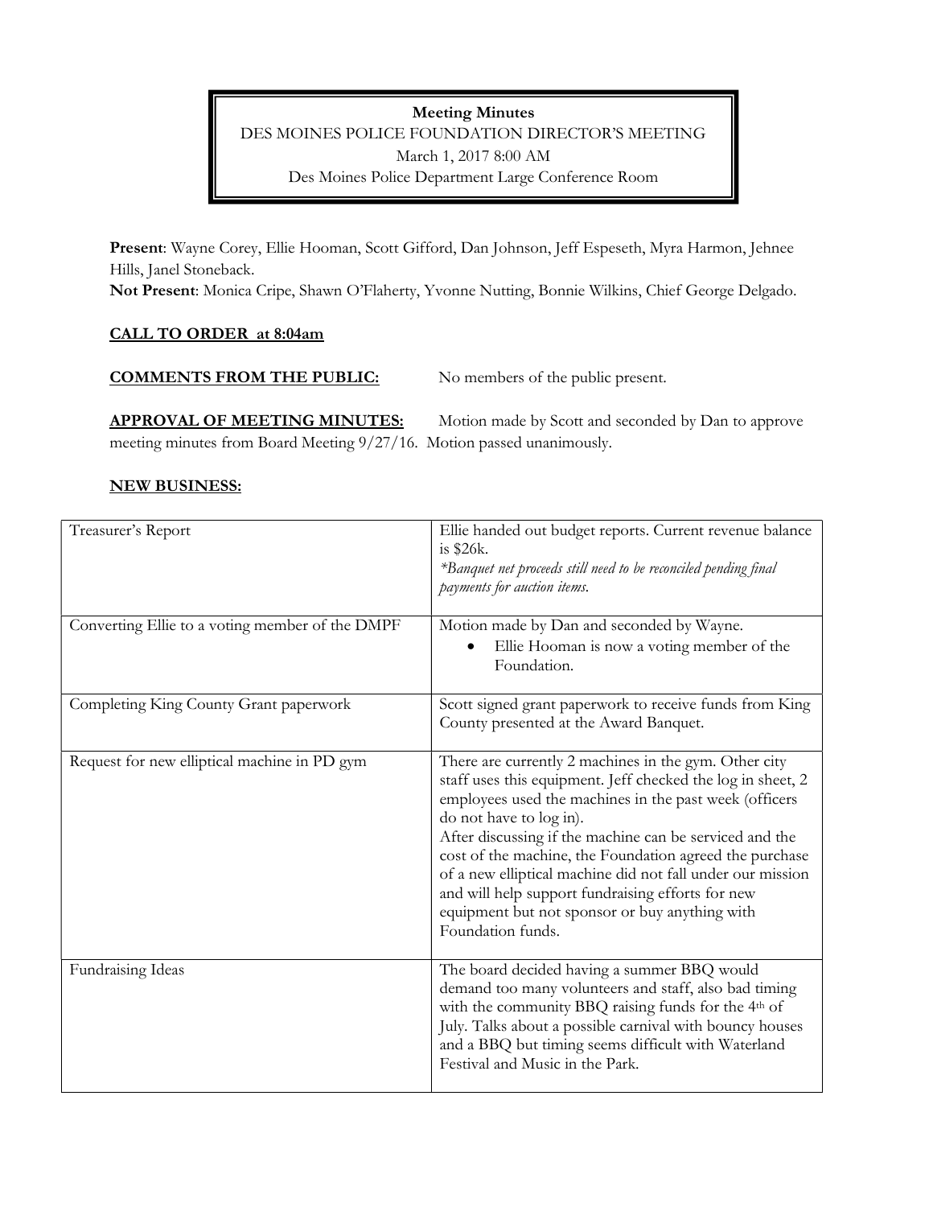**Meeting Minutes**

DES MOINES POLICE FOUNDATION DIRECTOR'S MEETING

March 1, 2017 8:00 AM

Des Moines Police Department Large Conference Room

**Present**: Wayne Corey, Ellie Hooman, Scott Gifford, Dan Johnson, Jeff Espeseth, Myra Harmon, Jehnee Hills, Janel Stoneback.

**Not Present**: Monica Cripe, Shawn O'Flaherty, Yvonne Nutting, Bonnie Wilkins, Chief George Delgado.

**CALL TO ORDER at 8:04am**

**COMMENTS FROM THE PUBLIC:** No members of the public present.

**APPROVAL OF MEETING MINUTES:** Motion made by Scott and seconded by Dan to approve meeting minutes from Board Meeting 9/27/16. Motion passed unanimously.

**NEW BUSINESS:**

| | |
|---|---|
| Treasurer's Report | Ellie handed out budget reports. Current revenue balance is $26k.<br>*\*Banquet net proceeds still need to be reconciled pending final payments for auction items.* |
| Converting Ellie to a voting member of the DMPF | Motion made by Dan and seconded by Wayne.<br>• Ellie Hooman is now a voting member of the Foundation. |
| Completing King County Grant paperwork | Scott signed grant paperwork to receive funds from King County presented at the Award Banquet. |
| Request for new elliptical machine in PD gym | There are currently 2 machines in the gym. Other city staff uses this equipment. Jeff checked the log in sheet, 2 employees used the machines in the past week (officers do not have to log in).<br>After discussing if the machine can be serviced and the cost of the machine, the Foundation agreed the purchase of a new elliptical machine did not fall under our mission and will help support fundraising efforts for new equipment but not sponsor or buy anything with Foundation funds. |
| Fundraising Ideas | The board decided having a summer BBQ would demand too many volunteers and staff, also bad timing with the community BBQ raising funds for the 4th of July. Talks about a possible carnival with bouncy houses and a BBQ but timing seems difficult with Waterland Festival and Music in the Park. |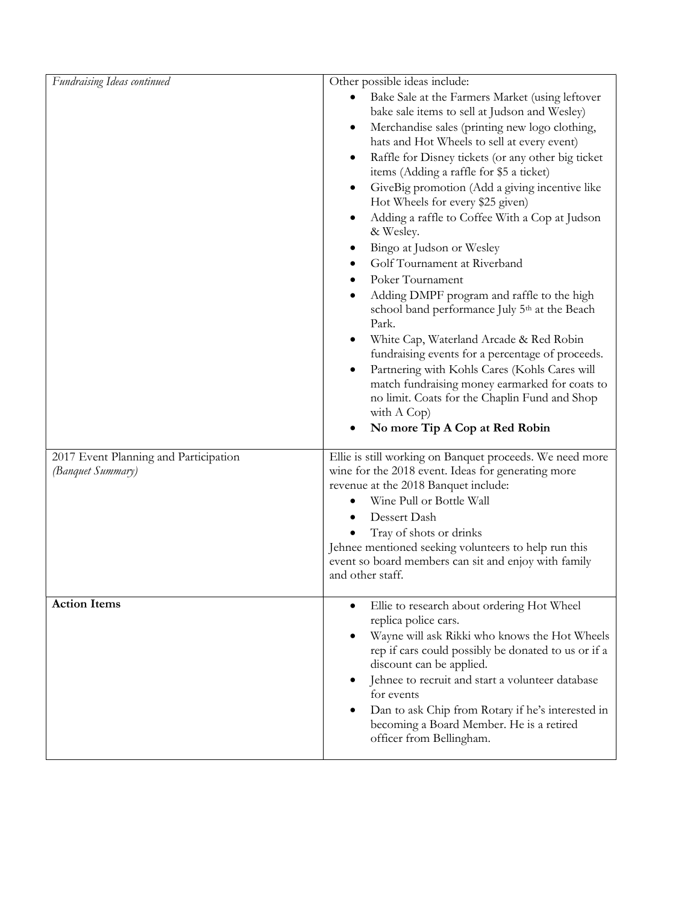| | |
|---|---|
| *Fundraising Ideas continued* | Other possible ideas include:<br>• Bake Sale at the Farmers Market (using leftover bake sale items to sell at Judson and Wesley)<br>• Merchandise sales (printing new logo clothing, hats and Hot Wheels to sell at every event)<br>• Raffle for Disney tickets (or any other big ticket items (Adding a raffle for $5 a ticket)<br>• GiveBig promotion (Add a giving incentive like Hot Wheels for every $25 given)<br>• Adding a raffle to Coffee With a Cop at Judson & Wesley.<br>• Bingo at Judson or Wesley<br>• Golf Tournament at Riverband<br>• Poker Tournament<br>• Adding DMPF program and raffle to the high school band performance July 5th at the Beach Park.<br>• White Cap, Waterland Arcade & Red Robin fundraising events for a percentage of proceeds.<br>• Partnering with Kohls Cares (Kohls Cares will match fundraising money earmarked for coats to no limit. Coats for the Chaplin Fund and Shop with A Cop)<br>• **No more Tip A Cop at Red Robin** |
| 2017 Event Planning and Participation *(Banquet Summary)* | Ellie is still working on Banquet proceeds. We need more wine for the 2018 event. Ideas for generating more revenue at the 2018 Banquet include:<br>• Wine Pull or Bottle Wall<br>• Dessert Dash<br>• Tray of shots or drinks<br>Jehnee mentioned seeking volunteers to help run this event so board members can sit and enjoy with family and other staff. |
| **Action Items** | • Ellie to research about ordering Hot Wheel replica police cars.<br>• Wayne will ask Rikki who knows the Hot Wheels rep if cars could possibly be donated to us or if a discount can be applied.<br>• Jehnee to recruit and start a volunteer database for events<br>• Dan to ask Chip from Rotary if he's interested in becoming a Board Member. He is a retired officer from Bellingham. |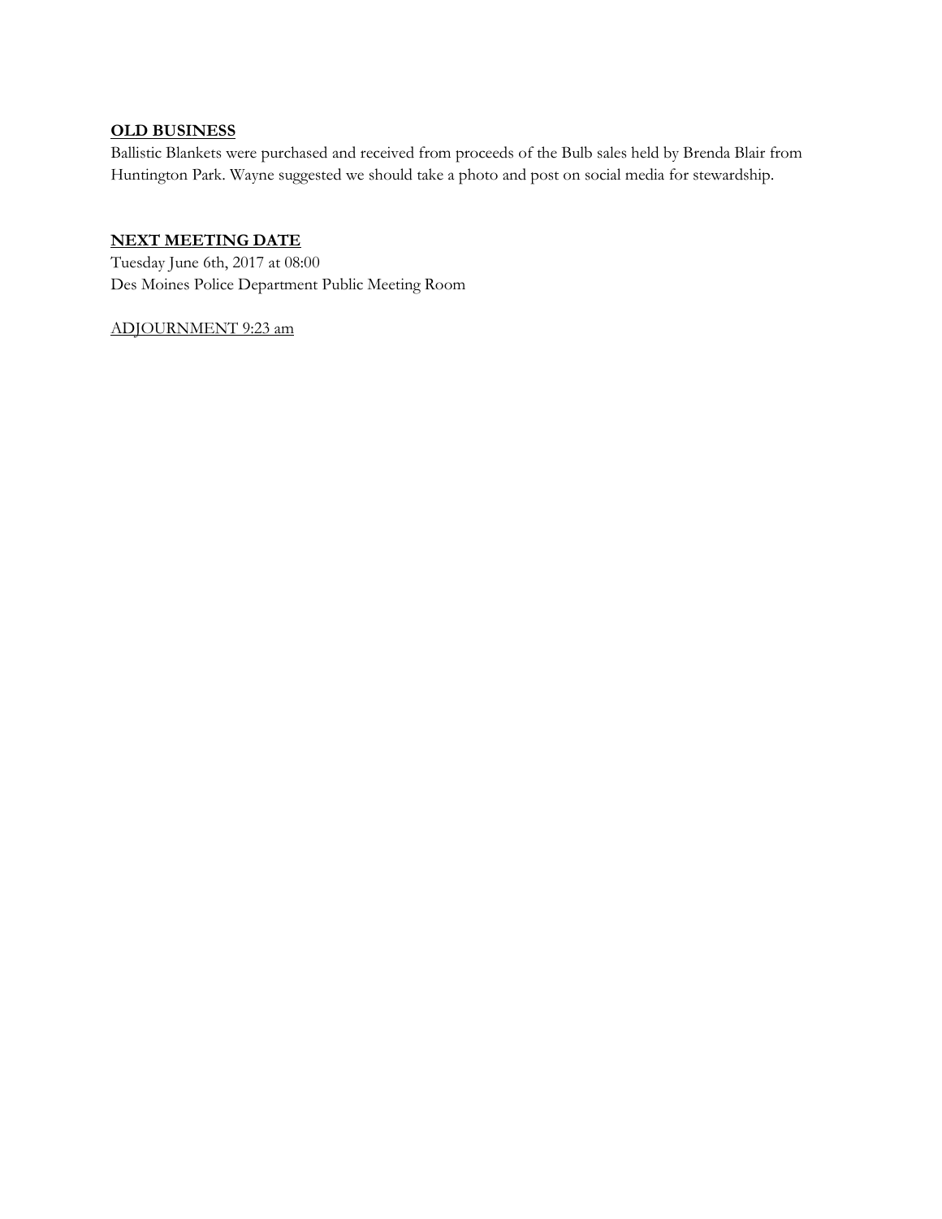**OLD BUSINESS**

Ballistic Blankets were purchased and received from proceeds of the Bulb sales held by Brenda Blair from Huntington Park. Wayne suggested we should take a photo and post on social media for stewardship.

**NEXT MEETING DATE**

Tuesday June 6th, 2017 at 08:00
Des Moines Police Department Public Meeting Room

ADJOURNMENT 9:23 am